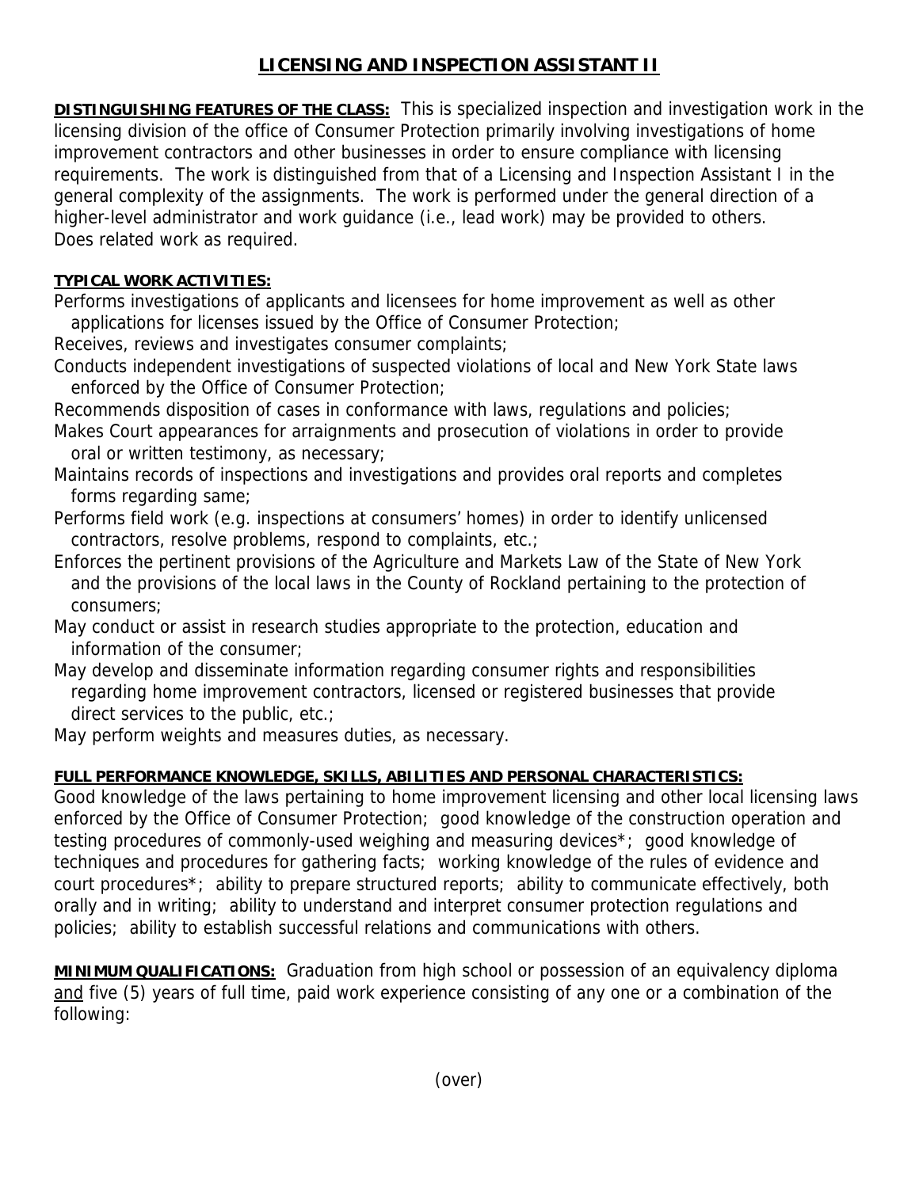# LICENSING AND INSPECTION ASSISTANT II

**DISTINGUISHING FEATURES OF THE CLASS:** This is specialized inspection and investigation work in the licensing division of the office of Consumer Protection primarily involving investigations of home improvement contractors and other businesses in order to ensure compliance with licensing requirements. The work is distinguished from that of a Licensing and Inspection Assistant I in the general complexity of the assignments. The work is performed under the general direction of a higher-level administrator and work guidance (i.e., lead work) may be provided to others. Does related work as required.

**TYPICAL WORK ACTIVITIES:**

Performs investigations of applicants and licensees for home improvement as well as other applications for licenses issued by the Office of Consumer Protection;

Receives, reviews and investigates consumer complaints;

Conducts independent investigations of suspected violations of local and New York State laws enforced by the Office of Consumer Protection;

Recommends disposition of cases in conformance with laws, regulations and policies;

Makes Court appearances for arraignments and prosecution of violations in order to provide oral or written testimony, as necessary;

Maintains records of inspections and investigations and provides oral reports and completes forms regarding same;

Performs field work (e.g. inspections at consumers' homes) in order to identify unlicensed contractors, resolve problems, respond to complaints, etc.;

Enforces the pertinent provisions of the Agriculture and Markets Law of the State of New York and the provisions of the local laws in the County of Rockland pertaining to the protection of consumers;

May conduct or assist in research studies appropriate to the protection, education and information of the consumer;

May develop and disseminate information regarding consumer rights and responsibilities regarding home improvement contractors, licensed or registered businesses that provide direct services to the public, etc.;

May perform weights and measures duties, as necessary.

**FULL PERFORMANCE KNOWLEDGE, SKILLS, ABILITIES AND PERSONAL CHARACTERISTICS:**

Good knowledge of the laws pertaining to home improvement licensing and other local licensing laws enforced by the Office of Consumer Protection; good knowledge of the construction operation and testing procedures of commonly-used weighing and measuring devices*; good knowledge of techniques and procedures for gathering facts; working knowledge of the rules of evidence and court procedures*; ability to prepare structured reports; ability to communicate effectively, both orally and in writing; ability to understand and interpret consumer protection regulations and policies; ability to establish successful relations and communications with others.

**MINIMUM QUALIFICATIONS:** Graduation from high school or possession of an equivalency diploma and five (5) years of full time, paid work experience consisting of any one or a combination of the following:

(over)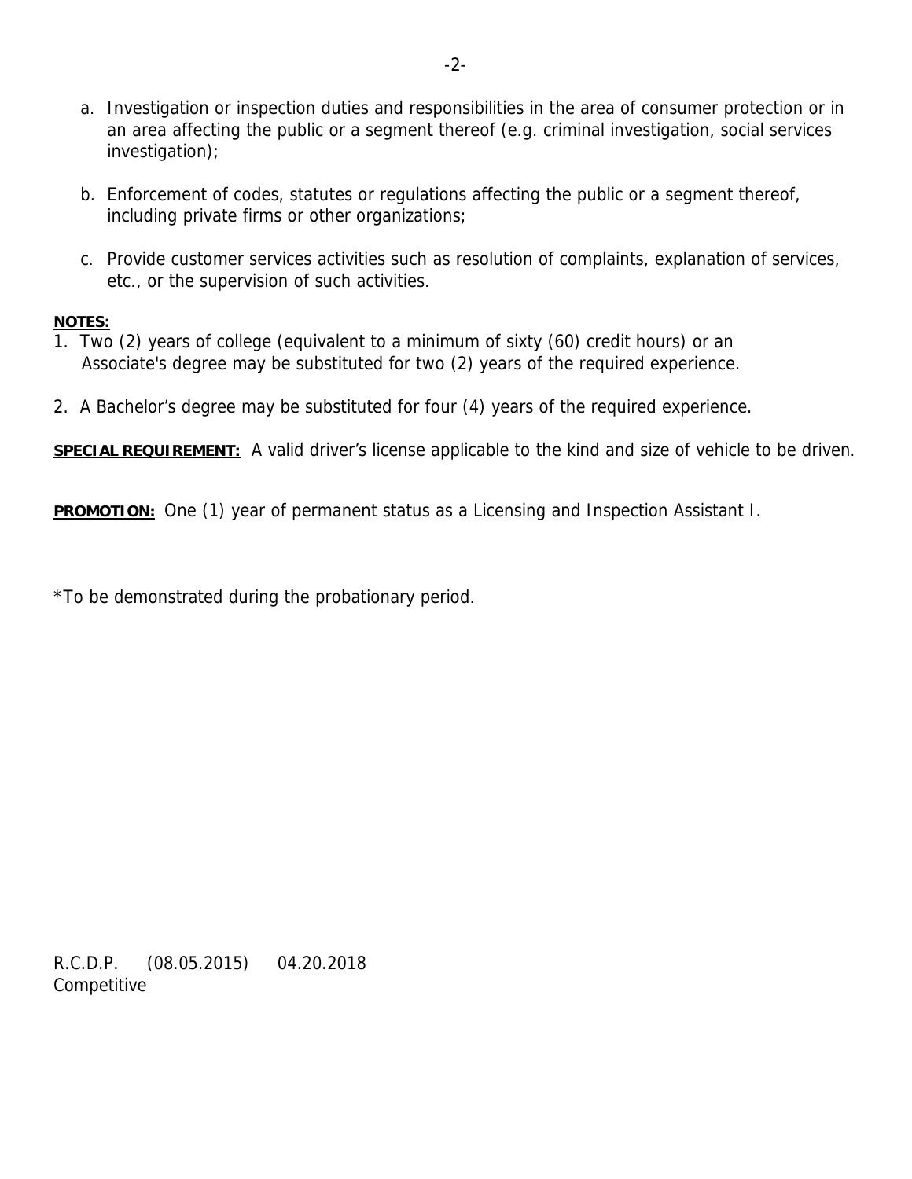a. Investigation or inspection duties and responsibilities in the area of consumer protection or in an area affecting the public or a segment thereof (e.g. criminal investigation, social services investigation);

b. Enforcement of codes, statutes or regulations affecting the public or a segment thereof, including private firms or other organizations;

c. Provide customer services activities such as resolution of complaints, explanation of services, etc., or the supervision of such activities.

**NOTES:**

1. Two (2) years of college (equivalent to a minimum of sixty (60) credit hours) or an Associate's degree may be substituted for two (2) years of the required experience.

2. A Bachelor's degree may be substituted for four (4) years of the required experience.

**SPECIAL REQUIREMENT:** A valid driver's license applicable to the kind and size of vehicle to be driven.

**PROMOTION:** One (1) year of permanent status as a Licensing and Inspection Assistant I.

*To be demonstrated during the probationary period.

R.C.D.P. (08.05.2015) 04.20.2018
Competitive